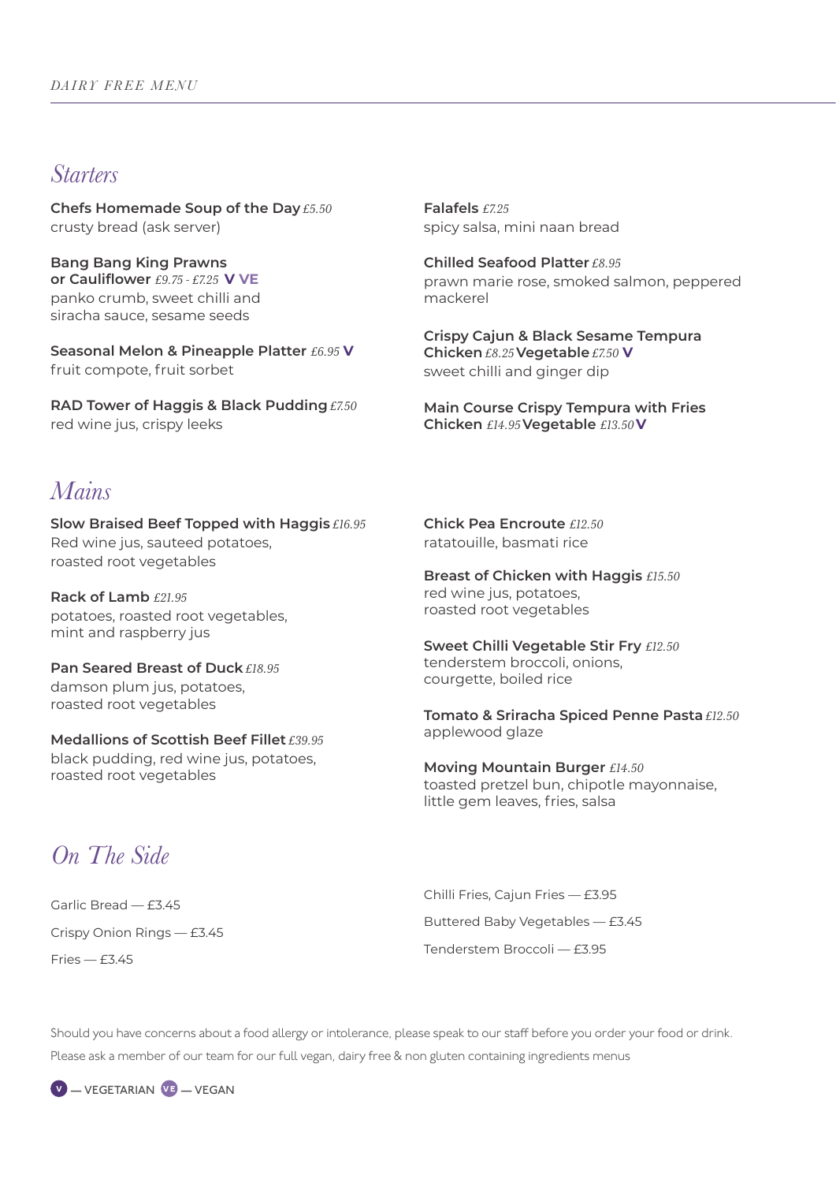*DAIRY FREE MENU*

## *Starters*

**Chefs Homemade Soup of the Day** *£5.50*
crusty bread (ask server)

**Bang Bang King Prawns or Cauliflower** *£9.75 - £7.25* **V VE**
panko crumb, sweet chilli and siracha sauce, sesame seeds

**Seasonal Melon & Pineapple Platter** *£6.95* **V**
fruit compote, fruit sorbet

**RAD Tower of Haggis & Black Pudding** *£7.50*
red wine jus, crispy leeks

**Falafels** *£7.25*
spicy salsa, mini naan bread

**Chilled Seafood Platter** *£8.95*
prawn marie rose, smoked salmon, peppered mackerel

**Crispy Cajun & Black Sesame Tempura Chicken** *£8.25* **Vegetable** *£7.50* **V**
sweet chilli and ginger dip

**Main Course Crispy Tempura with Fries Chicken** *£14.95* **Vegetable** *£13.50* **V**

## *Mains*

**Slow Braised Beef Topped with Haggis** *£16.95*
Red wine jus, sauteed potatoes, roasted root vegetables

**Rack of Lamb** *£21.95*
potatoes, roasted root vegetables, mint and raspberry jus

**Pan Seared Breast of Duck** *£18.95*
damson plum jus, potatoes, roasted root vegetables

**Medallions of Scottish Beef Fillet** *£39.95*
black pudding, red wine jus, potatoes, roasted root vegetables

**Chick Pea Encroute** *£12.50*
ratatouille, basmati rice

**Breast of Chicken with Haggis** *£15.50*
red wine jus, potatoes, roasted root vegetables

**Sweet Chilli Vegetable Stir Fry** *£12.50*
tenderstem broccoli, onions, courgette, boiled rice

**Tomato & Sriracha Spiced Penne Pasta** *£12.50*
applewood glaze

**Moving Mountain Burger** *£14.50*
toasted pretzel bun, chipotle mayonnaise, little gem leaves, fries, salsa

## *On The Side*

Garlic Bread — £3.45

Crispy Onion Rings — £3.45

Fries — £3.45

Chilli Fries, Cajun Fries — £3.95

Buttered Baby Vegetables — £3.45

Tenderstem Broccoli — £3.95

Should you have concerns about a food allergy or intolerance, please speak to our staff before you order your food or drink.

Please ask a member of our team for our full vegan, dairy free & non gluten containing ingredients menus

V — VEGETARIAN VE — VEGAN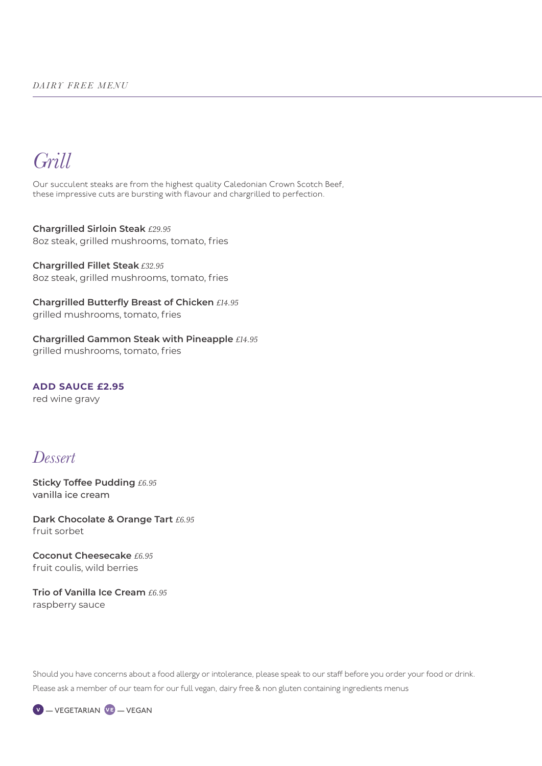*DAIRY FREE MENU*

# *Grill*

Our succulent steaks are from the highest quality Caledonian Crown Scotch Beef, these impressive cuts are bursting with flavour and chargrilled to perfection.

**Chargrilled Sirloin Steak** *£29.95*
8oz steak, grilled mushrooms, tomato, fries

**Chargrilled Fillet Steak** *£32.95*
8oz steak, grilled mushrooms, tomato, fries

**Chargrilled Butterfly Breast of Chicken** *£14.95*
grilled mushrooms, tomato, fries

**Chargrilled Gammon Steak with Pineapple** *£14.95*
grilled mushrooms, tomato, fries

**ADD SAUCE £2.95**
red wine gravy

# *Dessert*

**Sticky Toffee Pudding** *£6.95*
vanilla ice cream

**Dark Chocolate & Orange Tart** *£6.95*
fruit sorbet

**Coconut Cheesecake** *£6.95*
fruit coulis, wild berries

**Trio of Vanilla Ice Cream** *£6.95*
raspberry sauce

Should you have concerns about a food allergy or intolerance, please speak to our staff before you order your food or drink.

Please ask a member of our team for our full vegan, dairy free & non gluten containing ingredients menus

V — VEGETARIAN VE — VEGAN